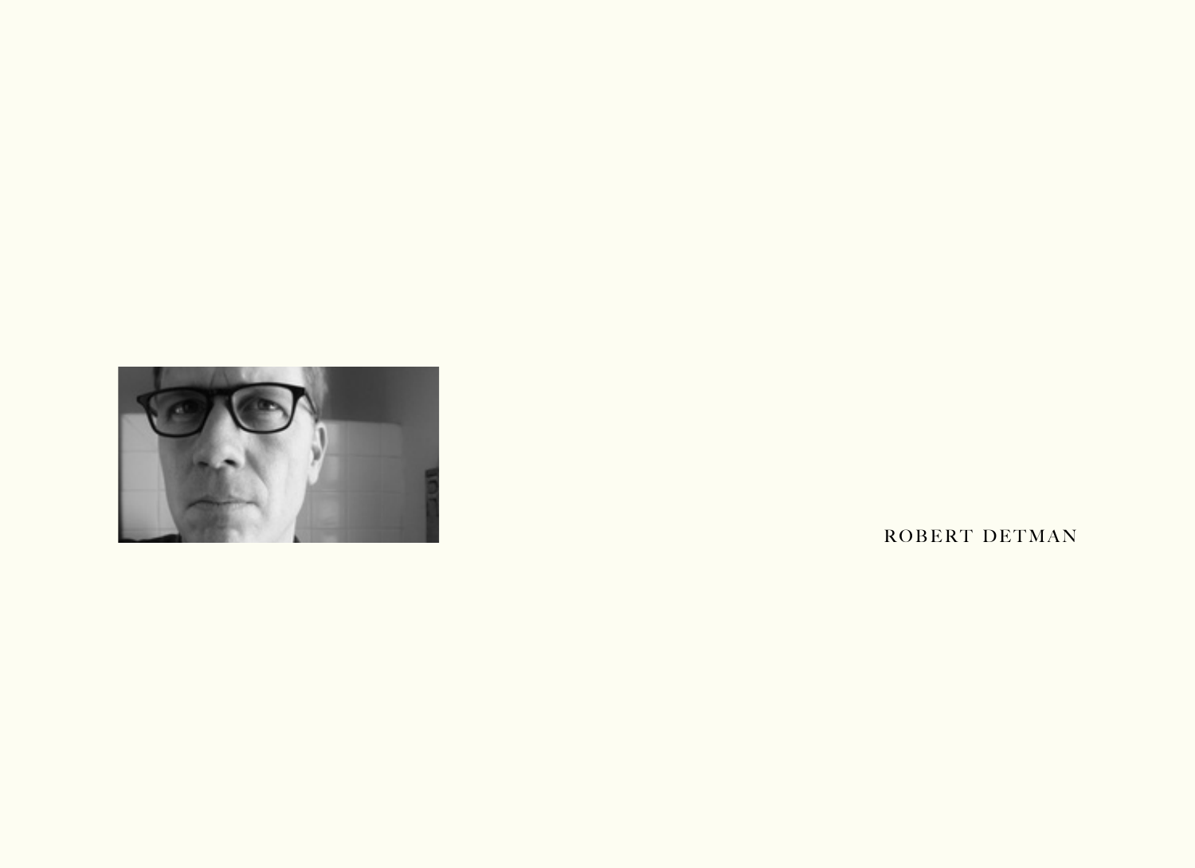ROBERT DETMAN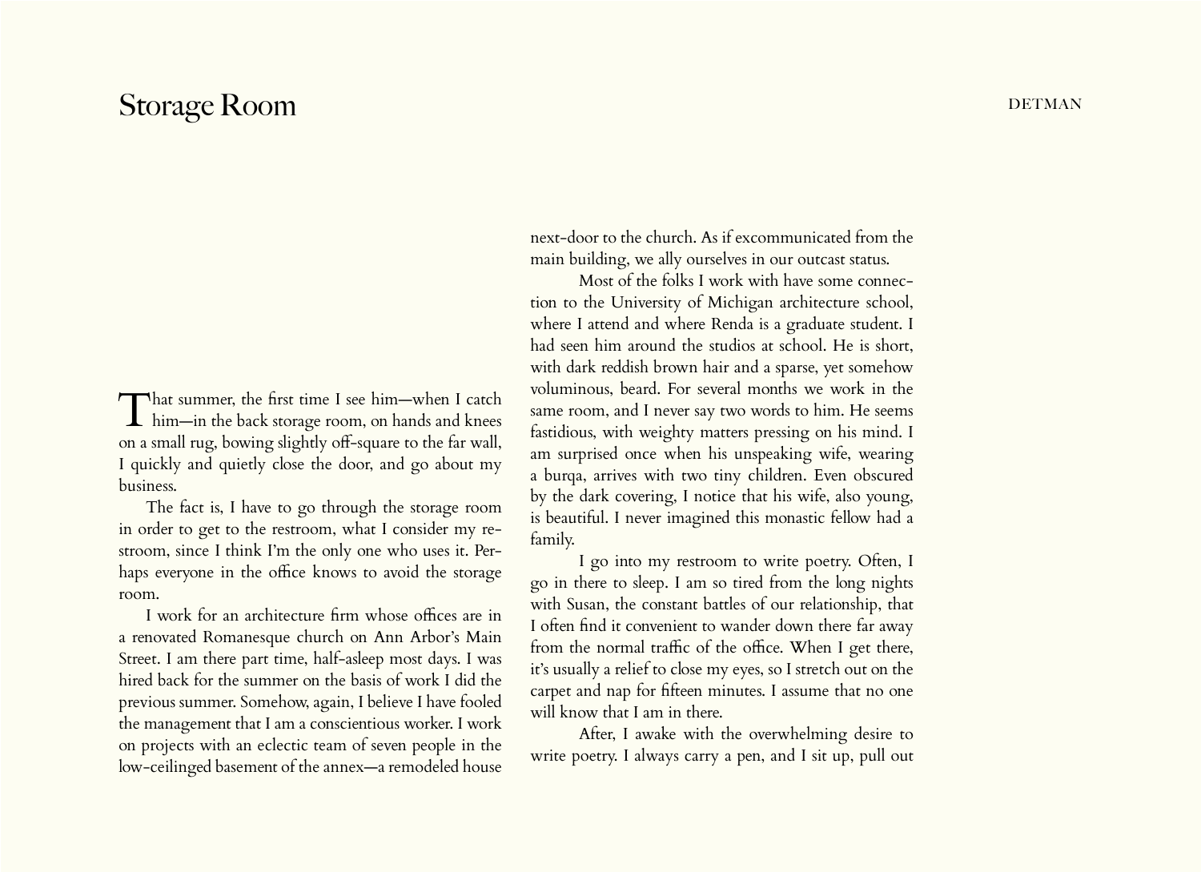# Storage Room

That summer, the first time I see him—when I catch him—in the back storage room, on hands and knees on a small rug, bowing slightly off-square to the far wall, I quickly and quietly close the door, and go about my business.

The fact is, I have to go through the storage room in order to get to the restroom, what I consider my restroom, since I think I'm the only one who uses it. Perhaps everyone in the office knows to avoid the storage room.

I work for an architecture firm whose offices are in a renovated Romanesque church on Ann Arbor's Main Street. I am there part time, half-asleep most days. I was hired back for the summer on the basis of work I did the previous summer. Somehow, again, I believe I have fooled the management that I am a conscientious worker. I work on projects with an eclectic team of seven people in the low-ceilinged basement of the annex—a remodeled house next-door to the church. As if excommunicated from the main building, we ally ourselves in our outcast status.

Most of the folks I work with have some connection to the University of Michigan architecture school, where I attend and where Renda is a graduate student. I had seen him around the studios at school. He is short, with dark reddish brown hair and a sparse, yet somehow voluminous, beard. For several months we work in the same room, and I never say two words to him. He seems fastidious, with weighty matters pressing on his mind. I am surprised once when his unspeaking wife, wearing a burqa, arrives with two tiny children. Even obscured by the dark covering, I notice that his wife, also young, is beautiful. I never imagined this monastic fellow had a family.

I go into my restroom to write poetry. Often, I go in there to sleep. I am so tired from the long nights with Susan, the constant battles of our relationship, that I often find it convenient to wander down there far away from the normal traffic of the office. When I get there, it's usually a relief to close my eyes, so I stretch out on the carpet and nap for fifteen minutes. I assume that no one will know that I am in there.

After, I awake with the overwhelming desire to write poetry. I always carry a pen, and I sit up, pull out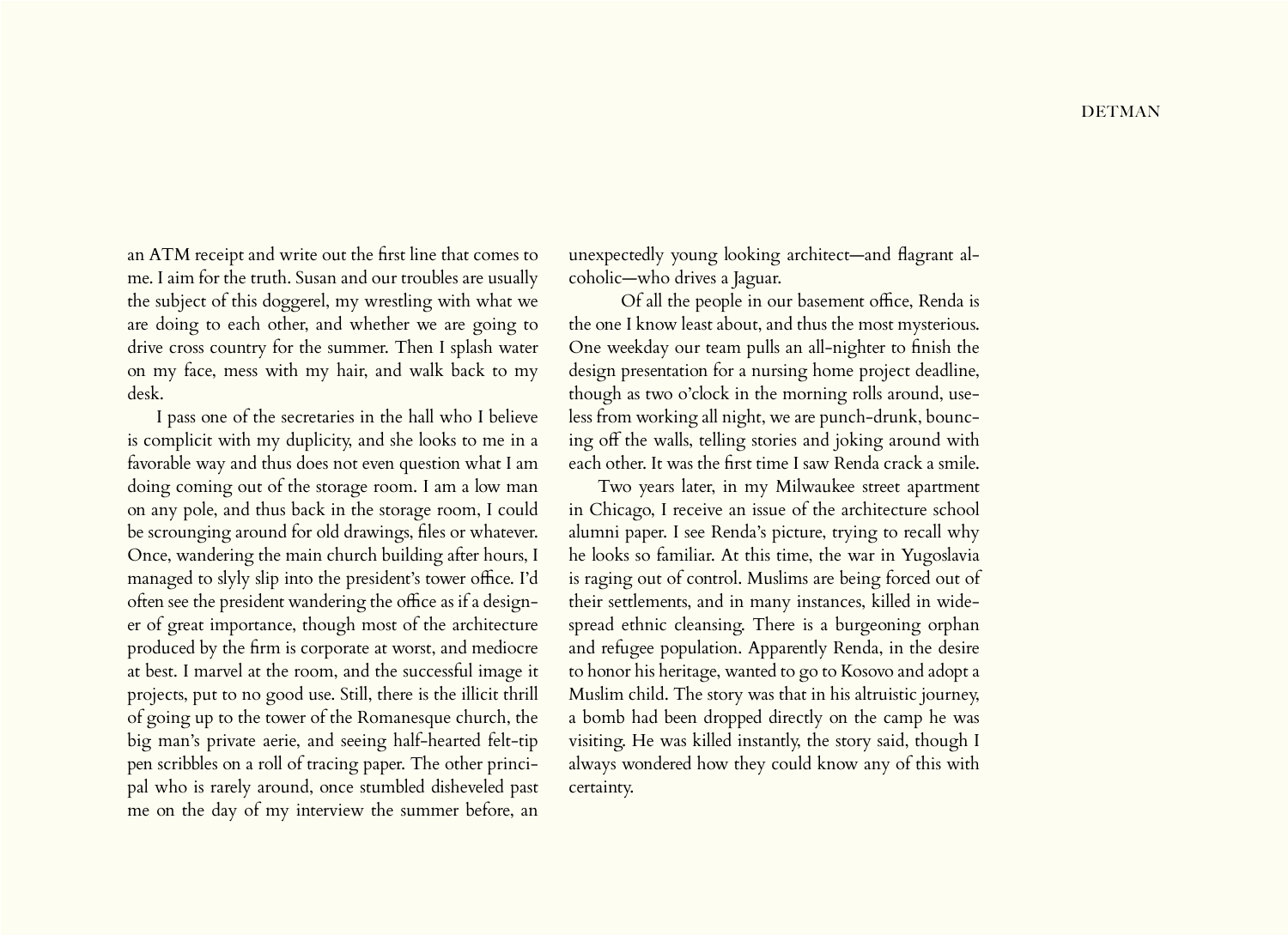an ATM receipt and write out the first line that comes to me. I aim for the truth. Susan and our troubles are usually the subject of this doggerel, my wrestling with what we are doing to each other, and whether we are going to drive cross country for the summer. Then I splash water on my face, mess with my hair, and walk back to my desk.

I pass one of the secretaries in the hall who I believe is complicit with my duplicity, and she looks to me in a favorable way and thus does not even question what I am doing coming out of the storage room. I am a low man on any pole, and thus back in the storage room, I could be scrounging around for old drawings, files or whatever. Once, wandering the main church building after hours, I managed to slyly slip into the president's tower office. I'd often see the president wandering the office as if a designer of great importance, though most of the architecture produced by the firm is corporate at worst, and mediocre at best. I marvel at the room, and the successful image it projects, put to no good use. Still, there is the illicit thrill of going up to the tower of the Romanesque church, the big man's private aerie, and seeing half-hearted felt-tip pen scribbles on a roll of tracing paper. The other principal who is rarely around, once stumbled disheveled past me on the day of my interview the summer before, an unexpectedly young looking architect—and flagrant alcoholic—who drives a Jaguar.

Of all the people in our basement office, Renda is the one I know least about, and thus the most mysterious. One weekday our team pulls an all-nighter to finish the design presentation for a nursing home project deadline, though as two o'clock in the morning rolls around, useless from working all night, we are punch-drunk, bouncing off the walls, telling stories and joking around with each other. It was the first time I saw Renda crack a smile.

Two years later, in my Milwaukee street apartment in Chicago, I receive an issue of the architecture school alumni paper. I see Renda's picture, trying to recall why he looks so familiar. At this time, the war in Yugoslavia is raging out of control. Muslims are being forced out of their settlements, and in many instances, killed in widespread ethnic cleansing. There is a burgeoning orphan and refugee population. Apparently Renda, in the desire to honor his heritage, wanted to go to Kosovo and adopt a Muslim child. The story was that in his altruistic journey, a bomb had been dropped directly on the camp he was visiting. He was killed instantly, the story said, though I always wondered how they could know any of this with certainty.